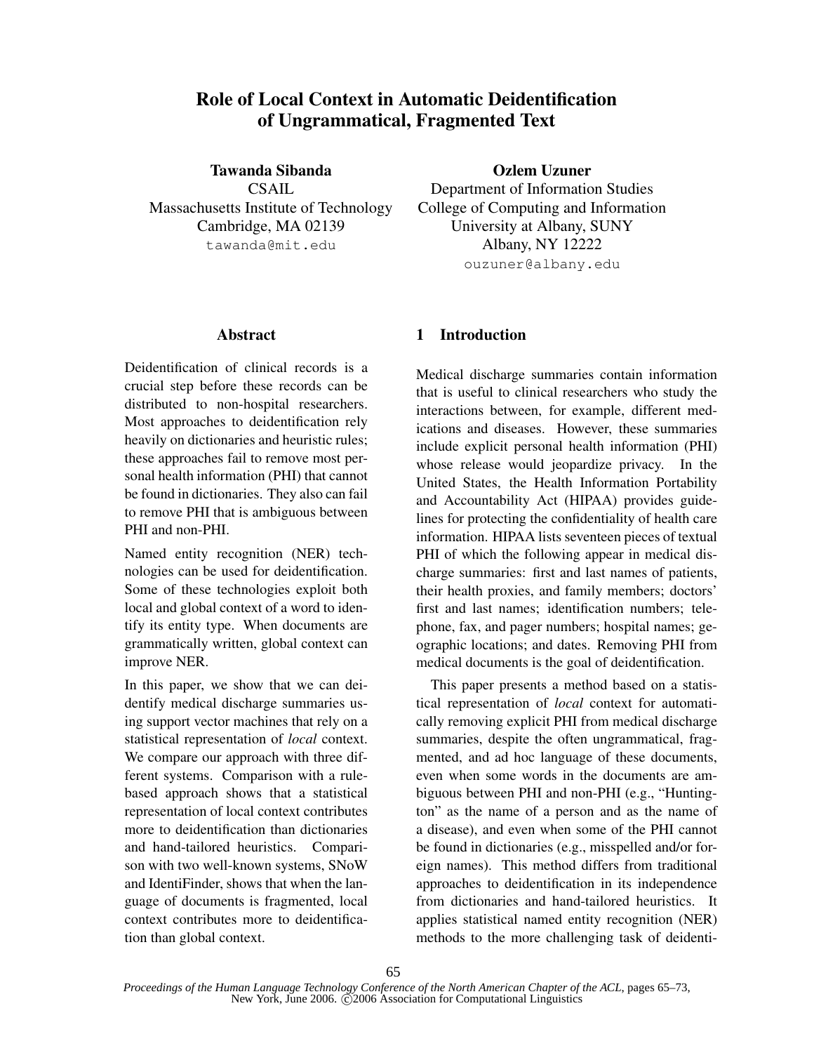# Role of Local Context in Automatic Deidentification of Ungrammatical, Fragmented Text

**Tawanda Sibanda**
CSAIL
Massachusetts Institute of Technology
Cambridge, MA 02139
tawanda@mit.edu

**Ozlem Uzuner**
Department of Information Studies
College of Computing and Information
University at Albany, SUNY
Albany, NY 12222
ouzuner@albany.edu

## Abstract

Deidentification of clinical records is a crucial step before these records can be distributed to non-hospital researchers. Most approaches to deidentification rely heavily on dictionaries and heuristic rules; these approaches fail to remove most personal health information (PHI) that cannot be found in dictionaries. They also can fail to remove PHI that is ambiguous between PHI and non-PHI.

Named entity recognition (NER) technologies can be used for deidentification. Some of these technologies exploit both local and global context of a word to identify its entity type. When documents are grammatically written, global context can improve NER.

In this paper, we show that we can deidentify medical discharge summaries using support vector machines that rely on a statistical representation of *local* context. We compare our approach with three different systems. Comparison with a rule-based approach shows that a statistical representation of local context contributes more to deidentification than dictionaries and hand-tailored heuristics. Comparison with two well-known systems, SNoW and IdentiFinder, shows that when the language of documents is fragmented, local context contributes more to deidentification than global context.

## 1 Introduction

Medical discharge summaries contain information that is useful to clinical researchers who study the interactions between, for example, different medications and diseases. However, these summaries include explicit personal health information (PHI) whose release would jeopardize privacy. In the United States, the Health Information Portability and Accountability Act (HIPAA) provides guidelines for protecting the confidentiality of health care information. HIPAA lists seventeen pieces of textual PHI of which the following appear in medical discharge summaries: first and last names of patients, their health proxies, and family members; doctors' first and last names; identification numbers; telephone, fax, and pager numbers; hospital names; geographic locations; and dates. Removing PHI from medical documents is the goal of deidentification.

This paper presents a method based on a statistical representation of *local* context for automatically removing explicit PHI from medical discharge summaries, despite the often ungrammatical, fragmented, and ad hoc language of these documents, even when some words in the documents are ambiguous between PHI and non-PHI (e.g., "Huntington" as the name of a person and as the name of a disease), and even when some of the PHI cannot be found in dictionaries (e.g., misspelled and/or foreign names). This method differs from traditional approaches to deidentification in its independence from dictionaries and hand-tailored heuristics. It applies statistical named entity recognition (NER) methods to the more challenging task of deidenti-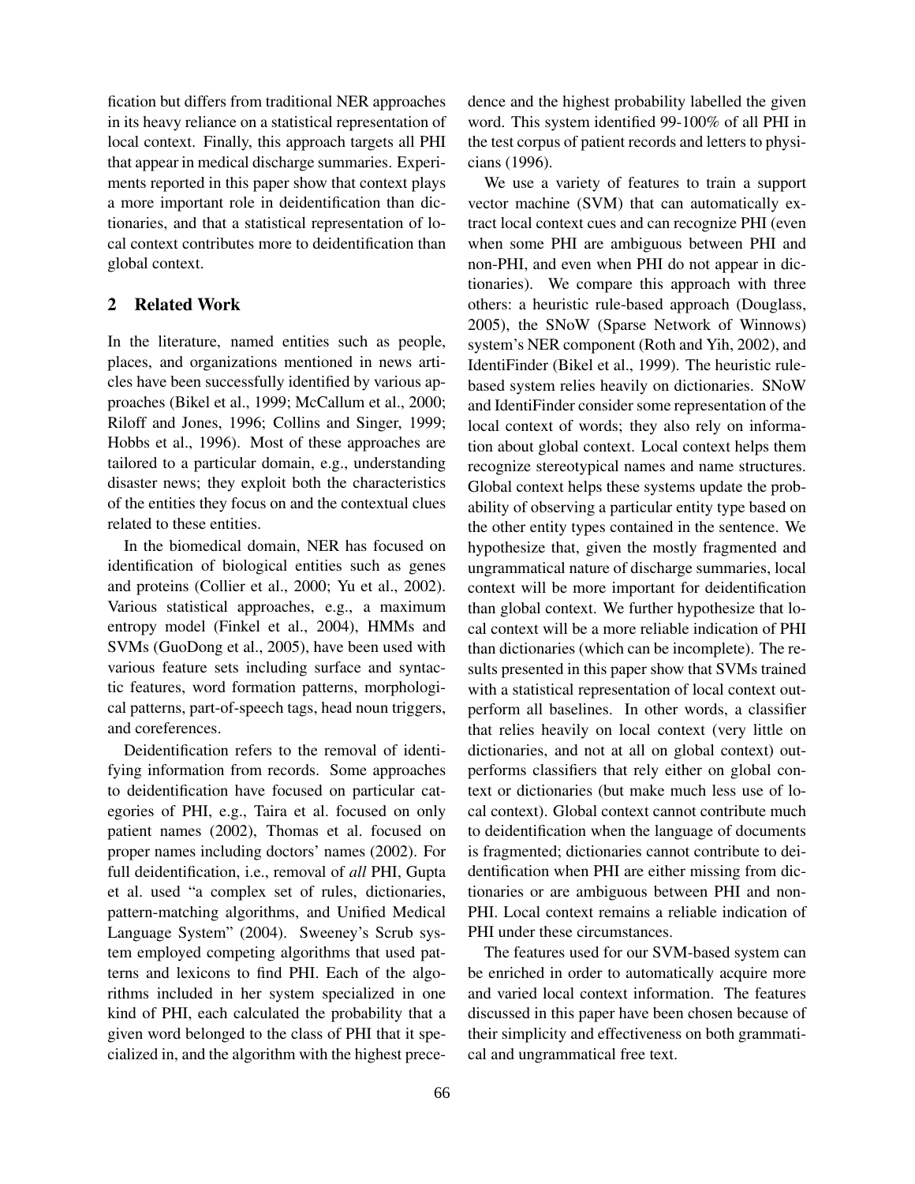fication but differs from traditional NER approaches in its heavy reliance on a statistical representation of local context. Finally, this approach targets all PHI that appear in medical discharge summaries. Experiments reported in this paper show that context plays a more important role in deidentification than dictionaries, and that a statistical representation of local context contributes more to deidentification than global context.

## 2 Related Work

In the literature, named entities such as people, places, and organizations mentioned in news articles have been successfully identified by various approaches (Bikel et al., 1999; McCallum et al., 2000; Riloff and Jones, 1996; Collins and Singer, 1999; Hobbs et al., 1996). Most of these approaches are tailored to a particular domain, e.g., understanding disaster news; they exploit both the characteristics of the entities they focus on and the contextual clues related to these entities.

In the biomedical domain, NER has focused on identification of biological entities such as genes and proteins (Collier et al., 2000; Yu et al., 2002). Various statistical approaches, e.g., a maximum entropy model (Finkel et al., 2004), HMMs and SVMs (GuoDong et al., 2005), have been used with various feature sets including surface and syntactic features, word formation patterns, morphological patterns, part-of-speech tags, head noun triggers, and coreferences.

Deidentification refers to the removal of identifying information from records. Some approaches to deidentification have focused on particular categories of PHI, e.g., Taira et al. focused on only patient names (2002), Thomas et al. focused on proper names including doctors' names (2002). For full deidentification, i.e., removal of *all* PHI, Gupta et al. used "a complex set of rules, dictionaries, pattern-matching algorithms, and Unified Medical Language System" (2004). Sweeney's Scrub system employed competing algorithms that used patterns and lexicons to find PHI. Each of the algorithms included in her system specialized in one kind of PHI, each calculated the probability that a given word belonged to the class of PHI that it specialized in, and the algorithm with the highest precedence and the highest probability labelled the given word. This system identified 99-100% of all PHI in the test corpus of patient records and letters to physicians (1996).

We use a variety of features to train a support vector machine (SVM) that can automatically extract local context cues and can recognize PHI (even when some PHI are ambiguous between PHI and non-PHI, and even when PHI do not appear in dictionaries). We compare this approach with three others: a heuristic rule-based approach (Douglass, 2005), the SNoW (Sparse Network of Winnows) system's NER component (Roth and Yih, 2002), and IdentiFinder (Bikel et al., 1999). The heuristic rule-based system relies heavily on dictionaries. SNoW and IdentiFinder consider some representation of the local context of words; they also rely on information about global context. Local context helps them recognize stereotypical names and name structures. Global context helps these systems update the probability of observing a particular entity type based on the other entity types contained in the sentence. We hypothesize that, given the mostly fragmented and ungrammatical nature of discharge summaries, local context will be more important for deidentification than global context. We further hypothesize that local context will be a more reliable indication of PHI than dictionaries (which can be incomplete). The results presented in this paper show that SVMs trained with a statistical representation of local context outperform all baselines. In other words, a classifier that relies heavily on local context (very little on dictionaries, and not at all on global context) outperforms classifiers that rely either on global context or dictionaries (but make much less use of local context). Global context cannot contribute much to deidentification when the language of documents is fragmented; dictionaries cannot contribute to deidentification when PHI are either missing from dictionaries or are ambiguous between PHI and non-PHI. Local context remains a reliable indication of PHI under these circumstances.

The features used for our SVM-based system can be enriched in order to automatically acquire more and varied local context information. The features discussed in this paper have been chosen because of their simplicity and effectiveness on both grammatical and ungrammatical free text.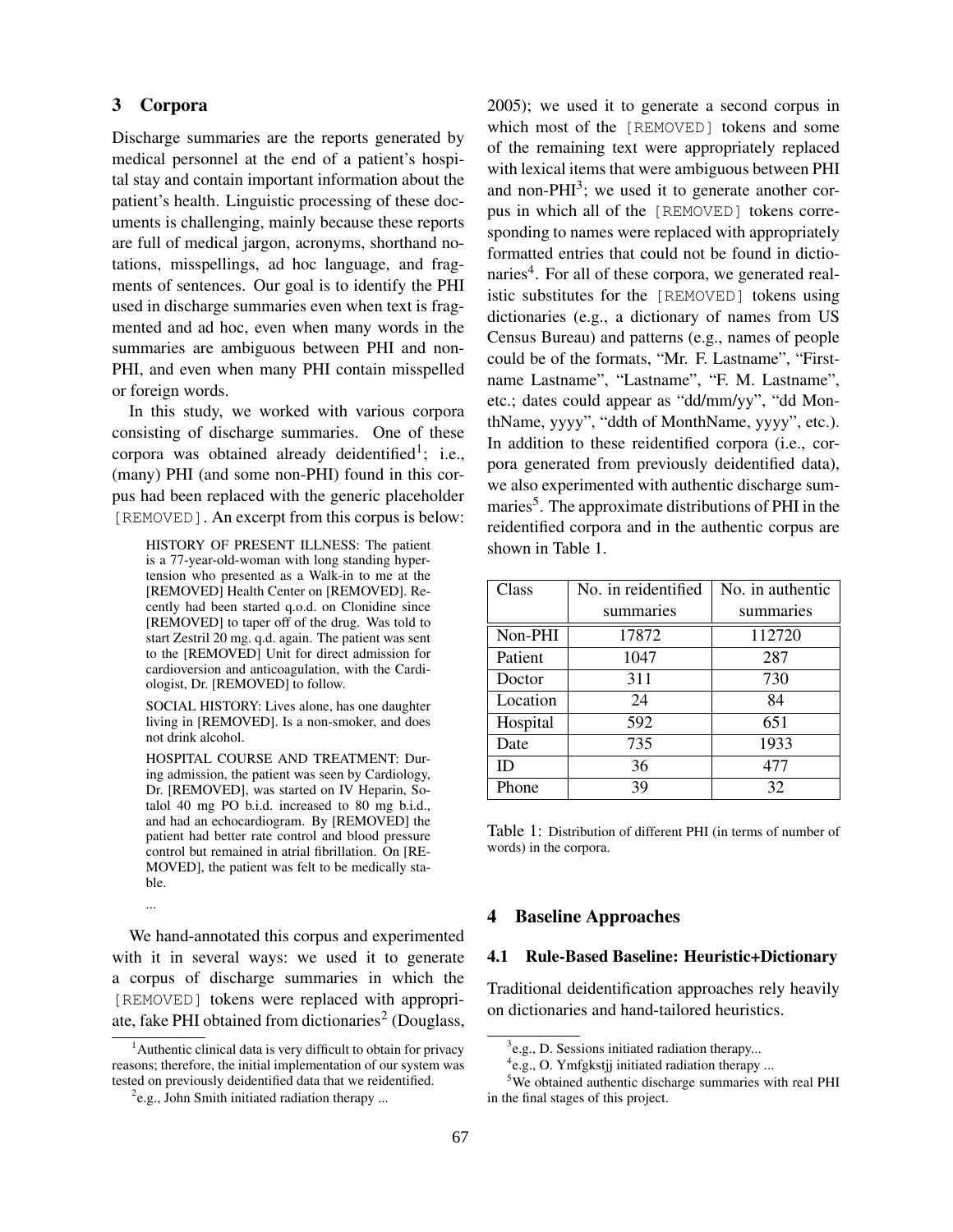## 3 Corpora

Discharge summaries are the reports generated by medical personnel at the end of a patient's hospital stay and contain important information about the patient's health. Linguistic processing of these documents is challenging, mainly because these reports are full of medical jargon, acronyms, shorthand notations, misspellings, ad hoc language, and fragments of sentences. Our goal is to identify the PHI used in discharge summaries even when text is fragmented and ad hoc, even when many words in the summaries are ambiguous between PHI and non-PHI, and even when many PHI contain misspelled or foreign words.

In this study, we worked with various corpora consisting of discharge summaries. One of these corpora was obtained already deidentified[1]; i.e., (many) PHI (and some non-PHI) found in this corpus had been replaced with the generic placeholder `[REMOVED]`. An excerpt from this corpus is below:

> HISTORY OF PRESENT ILLNESS: The patient is a 77-year-old-woman with long standing hypertension who presented as a Walk-in to me at the [REMOVED] Health Center on [REMOVED]. Recently had been started q.o.d. on Clonidine since [REMOVED] to taper off of the drug. Was told to start Zestril 20 mg. q.d. again. The patient was sent to the [REMOVED] Unit for direct admission for cardioversion and anticoagulation, with the Cardiologist, Dr. [REMOVED] to follow.
>
> SOCIAL HISTORY: Lives alone, has one daughter living in [REMOVED]. Is a non-smoker, and does not drink alcohol.
>
> HOSPITAL COURSE AND TREATMENT: During admission, the patient was seen by Cardiology, Dr. [REMOVED], was started on IV Heparin, Sotalol 40 mg PO b.i.d. increased to 80 mg b.i.d., and had an echocardiogram. By [REMOVED] the patient had better rate control and blood pressure control but remained in atrial fibrillation. On [REMOVED], the patient was felt to be medically stable.
>
> ...

We hand-annotated this corpus and experimented with it in several ways: we used it to generate a corpus of discharge summaries in which the `[REMOVED]` tokens were replaced with appropriate, fake PHI obtained from dictionaries[2] (Douglass, 2005); we used it to generate a second corpus in which most of the `[REMOVED]` tokens and some of the remaining text were appropriately replaced with lexical items that were ambiguous between PHI and non-PHI[3]; we used it to generate another corpus in which all of the `[REMOVED]` tokens corresponding to names were replaced with appropriately formatted entries that could not be found in dictionaries[4]. For all of these corpora, we generated realistic substitutes for the `[REMOVED]` tokens using dictionaries (e.g., a dictionary of names from US Census Bureau) and patterns (e.g., names of people could be of the formats, "Mr. F. Lastname", "Firstname Lastname", "Lastname", "F. M. Lastname", etc.; dates could appear as "dd/mm/yy", "dd MonthName, yyyy", "ddth of MonthName, yyyy", etc.). In addition to these reidentified corpora (i.e., corpora generated from previously deidentified data), we also experimented with authentic discharge summaries[5]. The approximate distributions of PHI in the reidentified corpora and in the authentic corpus are shown in Table 1.

| Class | No. in reidentified summaries | No. in authentic summaries |
|---|---|---|
| Non-PHI | 17872 | 112720 |
| Patient | 1047 | 287 |
| Doctor | 311 | 730 |
| Location | 24 | 84 |
| Hospital | 592 | 651 |
| Date | 735 | 1933 |
| ID | 36 | 477 |
| Phone | 39 | 32 |

Table 1: Distribution of different PHI (in terms of number of words) in the corpora.

## 4 Baseline Approaches

### 4.1 Rule-Based Baseline: Heuristic+Dictionary

Traditional deidentification approaches rely heavily on dictionaries and hand-tailored heuristics.

---

[1] Authentic clinical data is very difficult to obtain for privacy reasons; therefore, the initial implementation of our system was tested on previously deidentified data that we reidentified.

[2] e.g., John Smith initiated radiation therapy ...

[3] e.g., D. Sessions initiated radiation therapy...

[4] e.g., O. Ymfgkstjj initiated radiation therapy ...

[5] We obtained authentic discharge summaries with real PHI in the final stages of this project.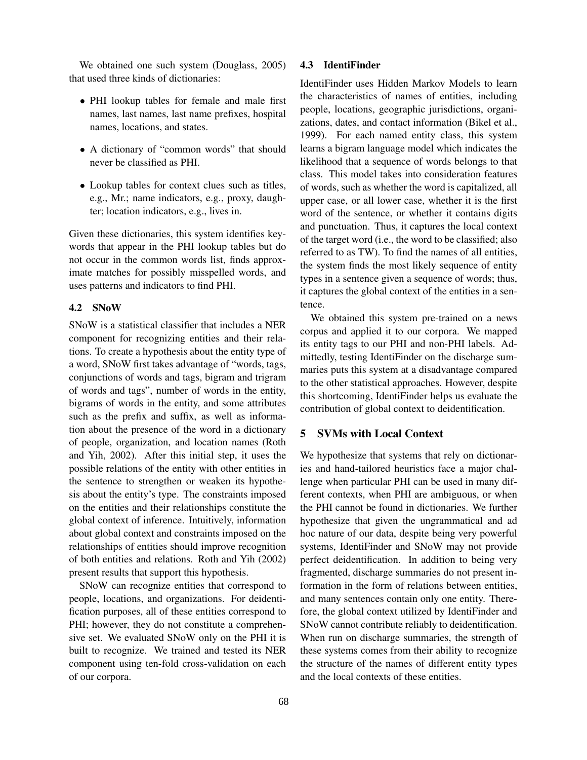We obtained one such system (Douglass, 2005) that used three kinds of dictionaries:

- PHI lookup tables for female and male first names, last names, last name prefixes, hospital names, locations, and states.
- A dictionary of "common words" that should never be classified as PHI.
- Lookup tables for context clues such as titles, e.g., Mr.; name indicators, e.g., proxy, daughter; location indicators, e.g., lives in.

Given these dictionaries, this system identifies keywords that appear in the PHI lookup tables but do not occur in the common words list, finds approximate matches for possibly misspelled words, and uses patterns and indicators to find PHI.

### 4.2 SNoW

SNoW is a statistical classifier that includes a NER component for recognizing entities and their relations. To create a hypothesis about the entity type of a word, SNoW first takes advantage of "words, tags, conjunctions of words and tags, bigram and trigram of words and tags", number of words in the entity, bigrams of words in the entity, and some attributes such as the prefix and suffix, as well as information about the presence of the word in a dictionary of people, organization, and location names (Roth and Yih, 2002). After this initial step, it uses the possible relations of the entity with other entities in the sentence to strengthen or weaken its hypothesis about the entity's type. The constraints imposed on the entities and their relationships constitute the global context of inference. Intuitively, information about global context and constraints imposed on the relationships of entities should improve recognition of both entities and relations. Roth and Yih (2002) present results that support this hypothesis.

SNoW can recognize entities that correspond to people, locations, and organizations. For deidentification purposes, all of these entities correspond to PHI; however, they do not constitute a comprehensive set. We evaluated SNoW only on the PHI it is built to recognize. We trained and tested its NER component using ten-fold cross-validation on each of our corpora.

### 4.3 IdentiFinder

IdentiFinder uses Hidden Markov Models to learn the characteristics of names of entities, including people, locations, geographic jurisdictions, organizations, dates, and contact information (Bikel et al., 1999). For each named entity class, this system learns a bigram language model which indicates the likelihood that a sequence of words belongs to that class. This model takes into consideration features of words, such as whether the word is capitalized, all upper case, or all lower case, whether it is the first word of the sentence, or whether it contains digits and punctuation. Thus, it captures the local context of the target word (i.e., the word to be classified; also referred to as TW). To find the names of all entities, the system finds the most likely sequence of entity types in a sentence given a sequence of words; thus, it captures the global context of the entities in a sentence.

We obtained this system pre-trained on a news corpus and applied it to our corpora. We mapped its entity tags to our PHI and non-PHI labels. Admittedly, testing IdentiFinder on the discharge summaries puts this system at a disadvantage compared to the other statistical approaches. However, despite this shortcoming, IdentiFinder helps us evaluate the contribution of global context to deidentification.

## 5 SVMs with Local Context

We hypothesize that systems that rely on dictionaries and hand-tailored heuristics face a major challenge when particular PHI can be used in many different contexts, when PHI are ambiguous, or when the PHI cannot be found in dictionaries. We further hypothesize that given the ungrammatical and ad hoc nature of our data, despite being very powerful systems, IdentiFinder and SNoW may not provide perfect deidentification. In addition to being very fragmented, discharge summaries do not present information in the form of relations between entities, and many sentences contain only one entity. Therefore, the global context utilized by IdentiFinder and SNoW cannot contribute reliably to deidentification. When run on discharge summaries, the strength of these systems comes from their ability to recognize the structure of the names of different entity types and the local contexts of these entities.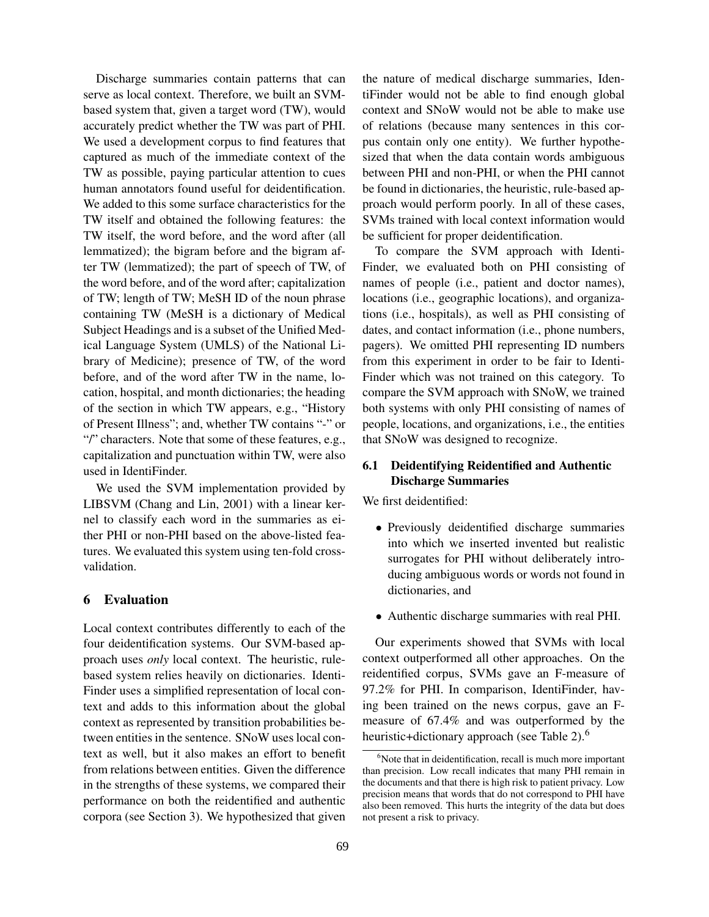Discharge summaries contain patterns that can serve as local context. Therefore, we built an SVM-based system that, given a target word (TW), would accurately predict whether the TW was part of PHI. We used a development corpus to find features that captured as much of the immediate context of the TW as possible, paying particular attention to cues human annotators found useful for deidentification. We added to this some surface characteristics for the TW itself and obtained the following features: the TW itself, the word before, and the word after (all lemmatized); the bigram before and the bigram after TW (lemmatized); the part of speech of TW, of the word before, and of the word after; capitalization of TW; length of TW; MeSH ID of the noun phrase containing TW (MeSH is a dictionary of Medical Subject Headings and is a subset of the Unified Medical Language System (UMLS) of the National Library of Medicine); presence of TW, of the word before, and of the word after TW in the name, location, hospital, and month dictionaries; the heading of the section in which TW appears, e.g., "History of Present Illness"; and, whether TW contains "-" or "/" characters. Note that some of these features, e.g., capitalization and punctuation within TW, were also used in IdentiFinder.

We used the SVM implementation provided by LIBSVM (Chang and Lin, 2001) with a linear kernel to classify each word in the summaries as either PHI or non-PHI based on the above-listed features. We evaluated this system using ten-fold cross-validation.

## 6 Evaluation

Local context contributes differently to each of the four deidentification systems. Our SVM-based approach uses *only* local context. The heuristic, rule-based system relies heavily on dictionaries. IdentiFinder uses a simplified representation of local context and adds to this information about the global context as represented by transition probabilities between entities in the sentence. SNoW uses local context as well, but it also makes an effort to benefit from relations between entities. Given the difference in the strengths of these systems, we compared their performance on both the reidentified and authentic corpora (see Section 3). We hypothesized that given the nature of medical discharge summaries, IdentiFinder would not be able to find enough global context and SNoW would not be able to make use of relations (because many sentences in this corpus contain only one entity). We further hypothesized that when the data contain words ambiguous between PHI and non-PHI, or when the PHI cannot be found in dictionaries, the heuristic, rule-based approach would perform poorly. In all of these cases, SVMs trained with local context information would be sufficient for proper deidentification.

To compare the SVM approach with IdentiFinder, we evaluated both on PHI consisting of names of people (i.e., patient and doctor names), locations (i.e., geographic locations), and organizations (i.e., hospitals), as well as PHI consisting of dates, and contact information (i.e., phone numbers, pagers). We omitted PHI representing ID numbers from this experiment in order to be fair to IdentiFinder which was not trained on this category. To compare the SVM approach with SNoW, we trained both systems with only PHI consisting of names of people, locations, and organizations, i.e., the entities that SNoW was designed to recognize.

### 6.1 Deidentifying Reidentified and Authentic Discharge Summaries

We first deidentified:

- Previously deidentified discharge summaries into which we inserted invented but realistic surrogates for PHI without deliberately introducing ambiguous words or words not found in dictionaries, and
- Authentic discharge summaries with real PHI.

Our experiments showed that SVMs with local context outperformed all other approaches. On the reidentified corpus, SVMs gave an F-measure of 97.2% for PHI. In comparison, IdentiFinder, having been trained on the news corpus, gave an F-measure of 67.4% and was outperformed by the heuristic+dictionary approach (see Table 2).[6]

[6]Note that in deidentification, recall is much more important than precision. Low recall indicates that many PHI remain in the documents and that there is high risk to patient privacy. Low precision means that words that do not correspond to PHI have also been removed. This hurts the integrity of the data but does not present a risk to privacy.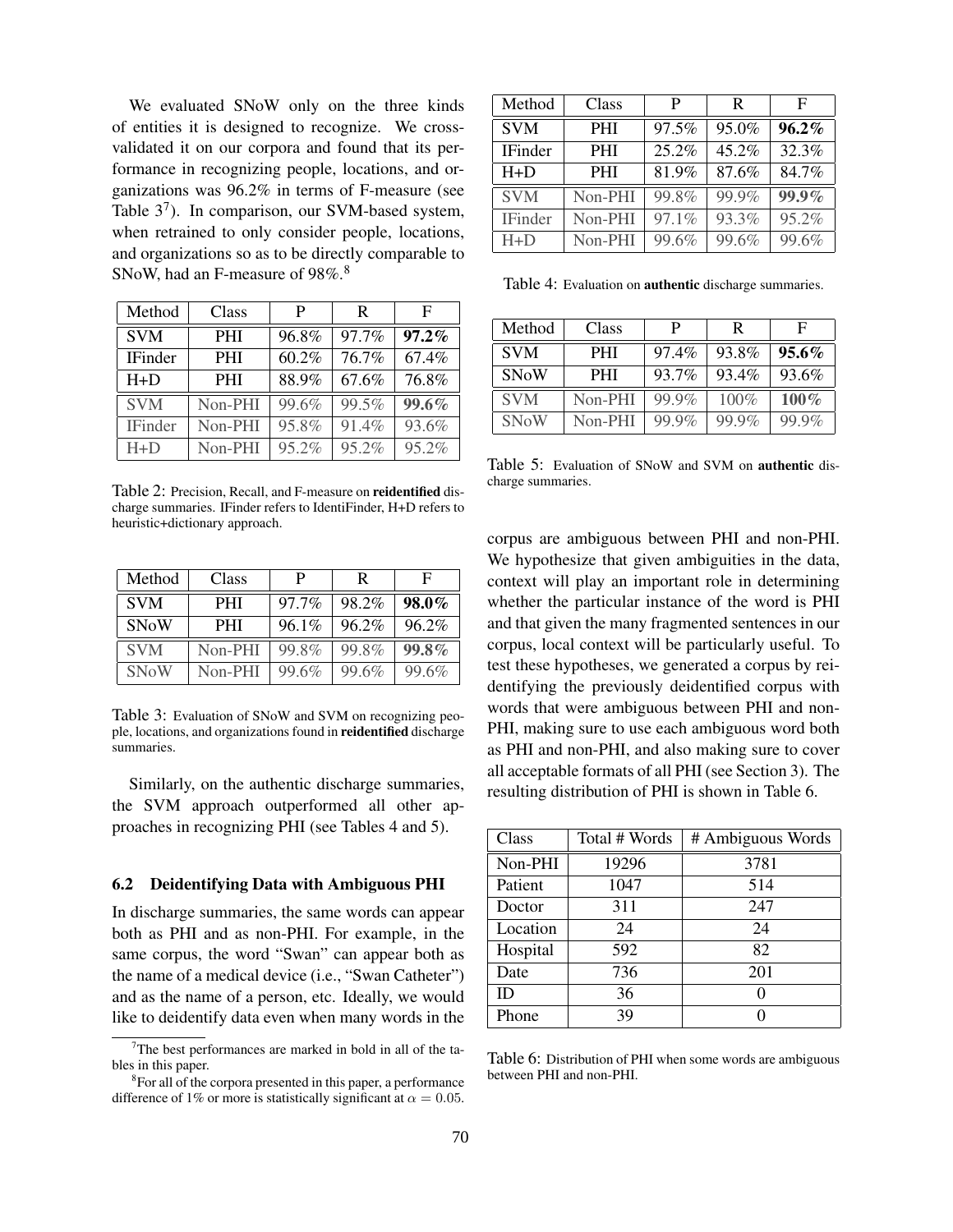We evaluated SNoW only on the three kinds of entities it is designed to recognize. We cross-validated it on our corpora and found that its performance in recognizing people, locations, and organizations was 96.2% in terms of F-measure (see Table 3[7]). In comparison, our SVM-based system, when retrained to only consider people, locations, and organizations so as to be directly comparable to SNoW, had an F-measure of 98%.[8]

| Method | Class | P | R | F |
|---|---|---|---|---|
| SVM | PHI | 96.8% | 97.7% | **97.2%** |
| IFinder | PHI | 60.2% | 76.7% | 67.4% |
| H+D | PHI | 88.9% | 67.6% | 76.8% |
| SVM | Non-PHI | 99.6% | 99.5% | **99.6%** |
| IFinder | Non-PHI | 95.8% | 91.4% | 93.6% |
| H+D | Non-PHI | 95.2% | 95.2% | 95.2% |

Table 2: Precision, Recall, and F-measure on **reidentified** discharge summaries. IFinder refers to IdentiFinder, H+D refers to heuristic+dictionary approach.

| Method | Class | P | R | F |
|---|---|---|---|---|
| SVM | PHI | 97.7% | 98.2% | **98.0%** |
| SNoW | PHI | 96.1% | 96.2% | 96.2% |
| SVM | Non-PHI | 99.8% | 99.8% | **99.8%** |
| SNoW | Non-PHI | 99.6% | 99.6% | 99.6% |

Table 3: Evaluation of SNoW and SVM on recognizing people, locations, and organizations found in **reidentified** discharge summaries.

Similarly, on the authentic discharge summaries, the SVM approach outperformed all other approaches in recognizing PHI (see Tables 4 and 5).

### 6.2 Deidentifying Data with Ambiguous PHI

In discharge summaries, the same words can appear both as PHI and as non-PHI. For example, in the same corpus, the word "Swan" can appear both as the name of a medical device (i.e., "Swan Catheter") and as the name of a person, etc. Ideally, we would like to deidentify data even when many words in the corpus are ambiguous between PHI and non-PHI. We hypothesize that given ambiguities in the data, context will play an important role in determining whether the particular instance of the word is PHI and that given the many fragmented sentences in our corpus, local context will be particularly useful. To test these hypotheses, we generated a corpus by reidentifying the previously deidentified corpus with words that were ambiguous between PHI and non-PHI, making sure to use each ambiguous word both as PHI and non-PHI, and also making sure to cover all acceptable formats of all PHI (see Section 3). The resulting distribution of PHI is shown in Table 6.

| Method | Class | P | R | F |
|---|---|---|---|---|
| SVM | PHI | 97.5% | 95.0% | **96.2%** |
| IFinder | PHI | 25.2% | 45.2% | 32.3% |
| H+D | PHI | 81.9% | 87.6% | 84.7% |
| SVM | Non-PHI | 99.8% | 99.9% | **99.9%** |
| IFinder | Non-PHI | 97.1% | 93.3% | 95.2% |
| H+D | Non-PHI | 99.6% | 99.6% | 99.6% |

Table 4: Evaluation on **authentic** discharge summaries.

| Method | Class | P | R | F |
|---|---|---|---|---|
| SVM | PHI | 97.4% | 93.8% | **95.6%** |
| SNoW | PHI | 93.7% | 93.4% | 93.6% |
| SVM | Non-PHI | 99.9% | 100% | **100%** |
| SNoW | Non-PHI | 99.9% | 99.9% | 99.9% |

Table 5: Evaluation of SNoW and SVM on **authentic** discharge summaries.

| Class | Total # Words | # Ambiguous Words |
|---|---|---|
| Non-PHI | 19296 | 3781 |
| Patient | 1047 | 514 |
| Doctor | 311 | 247 |
| Location | 24 | 24 |
| Hospital | 592 | 82 |
| Date | 736 | 201 |
| ID | 36 | 0 |
| Phone | 39 | 0 |

Table 6: Distribution of PHI when some words are ambiguous between PHI and non-PHI.

[7] The best performances are marked in bold in all of the tables in this paper.

[8] For all of the corpora presented in this paper, a performance difference of 1% or more is statistically significant at $\alpha = 0.05$.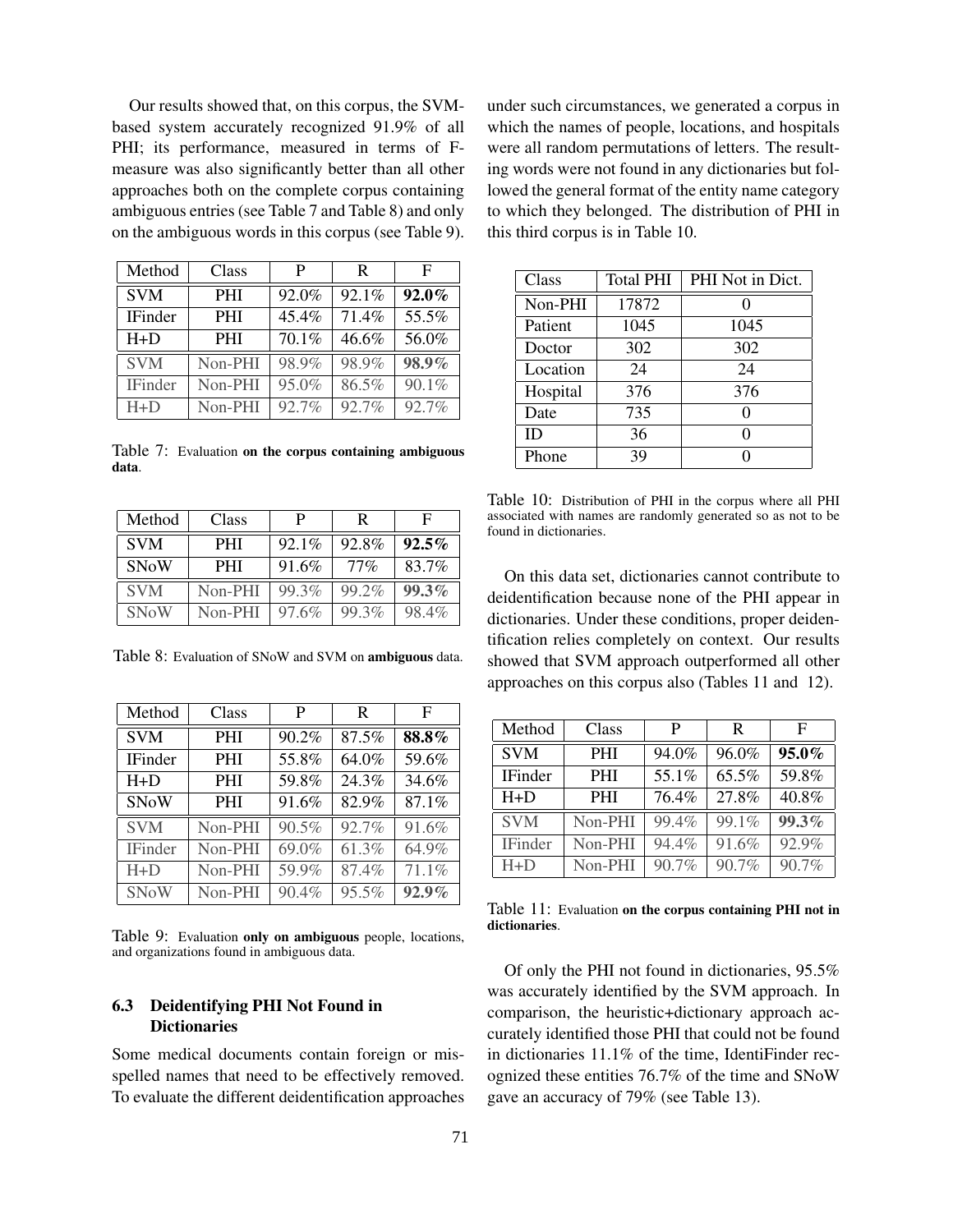Our results showed that, on this corpus, the SVM-based system accurately recognized 91.9% of all PHI; its performance, measured in terms of F-measure was also significantly better than all other approaches both on the complete corpus containing ambiguous entries (see Table 7 and Table 8) and only on the ambiguous words in this corpus (see Table 9).

| Method | Class | P | R | F |
|---|---|---|---|---|
| SVM | PHI | 92.0% | 92.1% | **92.0%** |
| IFinder | PHI | 45.4% | 71.4% | 55.5% |
| H+D | PHI | 70.1% | 46.6% | 56.0% |
| SVM | Non-PHI | 98.9% | 98.9% | **98.9%** |
| IFinder | Non-PHI | 95.0% | 86.5% | 90.1% |
| H+D | Non-PHI | 92.7% | 92.7% | 92.7% |

Table 7: Evaluation **on the corpus containing ambiguous data**.

| Method | Class | P | R | F |
|---|---|---|---|---|
| SVM | PHI | 92.1% | 92.8% | **92.5%** |
| SNoW | PHI | 91.6% | 77% | 83.7% |
| SVM | Non-PHI | 99.3% | 99.2% | **99.3%** |
| SNoW | Non-PHI | 97.6% | 99.3% | 98.4% |

Table 8: Evaluation of SNoW and SVM on **ambiguous** data.

| Method | Class | P | R | F |
|---|---|---|---|---|
| SVM | PHI | 90.2% | 87.5% | **88.8%** |
| IFinder | PHI | 55.8% | 64.0% | 59.6% |
| H+D | PHI | 59.8% | 24.3% | 34.6% |
| SNoW | PHI | 91.6% | 82.9% | 87.1% |
| SVM | Non-PHI | 90.5% | 92.7% | 91.6% |
| IFinder | Non-PHI | 69.0% | 61.3% | 64.9% |
| H+D | Non-PHI | 59.9% | 87.4% | 71.1% |
| SNoW | Non-PHI | 90.4% | 95.5% | **92.9%** |

Table 9: Evaluation **only on ambiguous** people, locations, and organizations found in ambiguous data.

### 6.3 Deidentifying PHI Not Found in Dictionaries

Some medical documents contain foreign or misspelled names that need to be effectively removed. To evaluate the different deidentification approaches under such circumstances, we generated a corpus in which the names of people, locations, and hospitals were all random permutations of letters. The resulting words were not found in any dictionaries but followed the general format of the entity name category to which they belonged. The distribution of PHI in this third corpus is in Table 10.

| Class | Total PHI | PHI Not in Dict. |
|---|---|---|
| Non-PHI | 17872 | 0 |
| Patient | 1045 | 1045 |
| Doctor | 302 | 302 |
| Location | 24 | 24 |
| Hospital | 376 | 376 |
| Date | 735 | 0 |
| ID | 36 | 0 |
| Phone | 39 | 0 |

Table 10: Distribution of PHI in the corpus where all PHI associated with names are randomly generated so as not to be found in dictionaries.

On this data set, dictionaries cannot contribute to deidentification because none of the PHI appear in dictionaries. Under these conditions, proper deidentification relies completely on context. Our results showed that SVM approach outperformed all other approaches on this corpus also (Tables 11 and 12).

| Method | Class | P | R | F |
|---|---|---|---|---|
| SVM | PHI | 94.0% | 96.0% | **95.0%** |
| IFinder | PHI | 55.1% | 65.5% | 59.8% |
| H+D | PHI | 76.4% | 27.8% | 40.8% |
| SVM | Non-PHI | 99.4% | 99.1% | **99.3%** |
| IFinder | Non-PHI | 94.4% | 91.6% | 92.9% |
| H+D | Non-PHI | 90.7% | 90.7% | 90.7% |

Table 11: Evaluation **on the corpus containing PHI not in dictionaries**.

Of only the PHI not found in dictionaries, 95.5% was accurately identified by the SVM approach. In comparison, the heuristic+dictionary approach accurately identified those PHI that could not be found in dictionaries 11.1% of the time, IdentiFinder recognized these entities 76.7% of the time and SNoW gave an accuracy of 79% (see Table 13).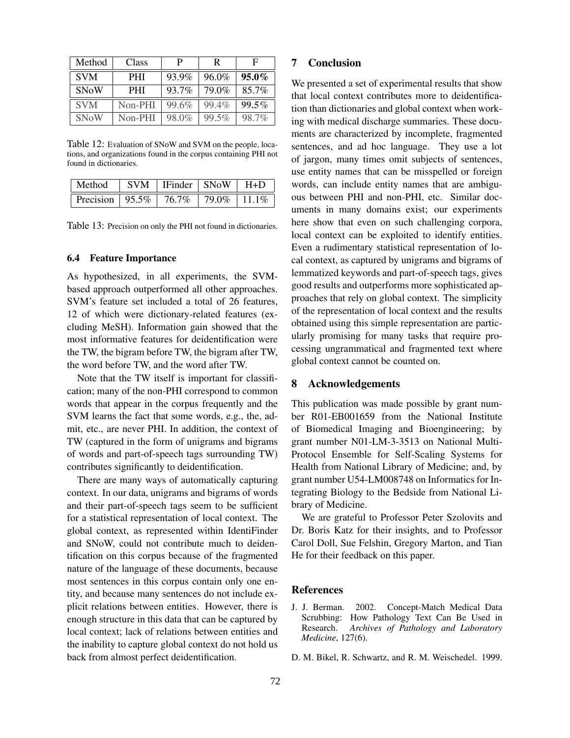| Method | Class | P | R | F |
|---|---|---|---|---|
| SVM | PHI | 93.9% | 96.0% | **95.0%** |
| SNoW | PHI | 93.7% | 79.0% | 85.7% |
| SVM | Non-PHI | 99.6% | 99.4% | **99.5%** |
| SNoW | Non-PHI | 98.0% | 99.5% | 98.7% |

Table 12: Evaluation of SNoW and SVM on the people, locations, and organizations found in the corpus containing PHI not found in dictionaries.

| Method | SVM | IFinder | SNoW | H+D |
|---|---|---|---|---|
| Precision | 95.5% | 76.7% | 79.0% | 11.1% |

Table 13: Precision on only the PHI not found in dictionaries.

### 6.4 Feature Importance

As hypothesized, in all experiments, the SVM-based approach outperformed all other approaches. SVM's feature set included a total of 26 features, 12 of which were dictionary-related features (excluding MeSH). Information gain showed that the most informative features for deidentification were the TW, the bigram before TW, the bigram after TW, the word before TW, and the word after TW.

Note that the TW itself is important for classification; many of the non-PHI correspond to common words that appear in the corpus frequently and the SVM learns the fact that some words, e.g., the, admit, etc., are never PHI. In addition, the context of TW (captured in the form of unigrams and bigrams of words and part-of-speech tags surrounding TW) contributes significantly to deidentification.

There are many ways of automatically capturing context. In our data, unigrams and bigrams of words and their part-of-speech tags seem to be sufficient for a statistical representation of local context. The global context, as represented within IdentiFinder and SNoW, could not contribute much to deidentification on this corpus because of the fragmented nature of the language of these documents, because most sentences in this corpus contain only one entity, and because many sentences do not include explicit relations between entities. However, there is enough structure in this data that can be captured by local context; lack of relations between entities and the inability to capture global context do not hold us back from almost perfect deidentification.

## 7 Conclusion

We presented a set of experimental results that show that local context contributes more to deidentification than dictionaries and global context when working with medical discharge summaries. These documents are characterized by incomplete, fragmented sentences, and ad hoc language. They use a lot of jargon, many times omit subjects of sentences, use entity names that can be misspelled or foreign words, can include entity names that are ambiguous between PHI and non-PHI, etc. Similar documents in many domains exist; our experiments here show that even on such challenging corpora, local context can be exploited to identify entities. Even a rudimentary statistical representation of local context, as captured by unigrams and bigrams of lemmatized keywords and part-of-speech tags, gives good results and outperforms more sophisticated approaches that rely on global context. The simplicity of the representation of local context and the results obtained using this simple representation are particularly promising for many tasks that require processing ungrammatical and fragmented text where global context cannot be counted on.

## 8 Acknowledgements

This publication was made possible by grant number R01-EB001659 from the National Institute of Biomedical Imaging and Bioengineering; by grant number N01-LM-3-3513 on National Multi-Protocol Ensemble for Self-Scaling Systems for Health from National Library of Medicine; and, by grant number U54-LM008748 on Informatics for Integrating Biology to the Bedside from National Library of Medicine.

We are grateful to Professor Peter Szolovits and Dr. Boris Katz for their insights, and to Professor Carol Doll, Sue Felshin, Gregory Marton, and Tian He for their feedback on this paper.

## References

J. J. Berman. 2002. Concept-Match Medical Data Scrubbing: How Pathology Text Can Be Used in Research. *Archives of Pathology and Laboratory Medicine*, 127(6).

D. M. Bikel, R. Schwartz, and R. M. Weischedel. 1999.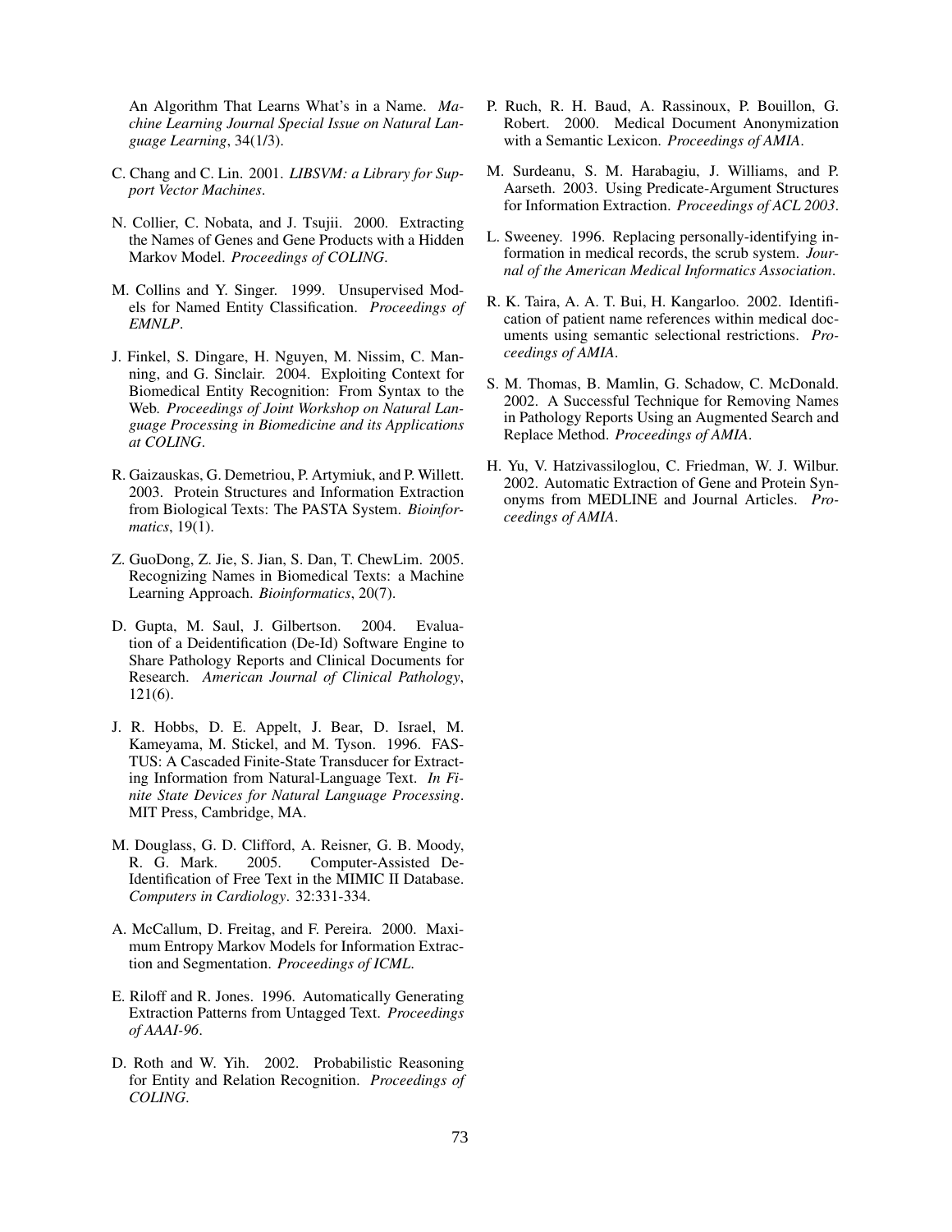An Algorithm That Learns What's in a Name. *Machine Learning Journal Special Issue on Natural Language Learning*, 34(1/3).

C. Chang and C. Lin. 2001. *LIBSVM: a Library for Support Vector Machines*.

N. Collier, C. Nobata, and J. Tsujii. 2000. Extracting the Names of Genes and Gene Products with a Hidden Markov Model. *Proceedings of COLING*.

M. Collins and Y. Singer. 1999. Unsupervised Models for Named Entity Classification. *Proceedings of EMNLP*.

J. Finkel, S. Dingare, H. Nguyen, M. Nissim, C. Manning, and G. Sinclair. 2004. Exploiting Context for Biomedical Entity Recognition: From Syntax to the Web. *Proceedings of Joint Workshop on Natural Language Processing in Biomedicine and its Applications at COLING*.

R. Gaizauskas, G. Demetriou, P. Artymiuk, and P. Willett. 2003. Protein Structures and Information Extraction from Biological Texts: The PASTA System. *Bioinformatics*, 19(1).

Z. GuoDong, Z. Jie, S. Jian, S. Dan, T. ChewLim. 2005. Recognizing Names in Biomedical Texts: a Machine Learning Approach. *Bioinformatics*, 20(7).

D. Gupta, M. Saul, J. Gilbertson. 2004. Evaluation of a Deidentification (De-Id) Software Engine to Share Pathology Reports and Clinical Documents for Research. *American Journal of Clinical Pathology*, 121(6).

J. R. Hobbs, D. E. Appelt, J. Bear, D. Israel, M. Kameyama, M. Stickel, and M. Tyson. 1996. FASTUS: A Cascaded Finite-State Transducer for Extracting Information from Natural-Language Text. *In Finite State Devices for Natural Language Processing*. MIT Press, Cambridge, MA.

M. Douglass, G. D. Clifford, A. Reisner, G. B. Moody, R. G. Mark. 2005. Computer-Assisted De-Identification of Free Text in the MIMIC II Database. *Computers in Cardiology*. 32:331-334.

A. McCallum, D. Freitag, and F. Pereira. 2000. Maximum Entropy Markov Models for Information Extraction and Segmentation. *Proceedings of ICML*.

E. Riloff and R. Jones. 1996. Automatically Generating Extraction Patterns from Untagged Text. *Proceedings of AAAI-96*.

D. Roth and W. Yih. 2002. Probabilistic Reasoning for Entity and Relation Recognition. *Proceedings of COLING*.

P. Ruch, R. H. Baud, A. Rassinoux, P. Bouillon, G. Robert. 2000. Medical Document Anonymization with a Semantic Lexicon. *Proceedings of AMIA*.

M. Surdeanu, S. M. Harabagiu, J. Williams, and P. Aarseth. 2003. Using Predicate-Argument Structures for Information Extraction. *Proceedings of ACL 2003*.

L. Sweeney. 1996. Replacing personally-identifying information in medical records, the scrub system. *Journal of the American Medical Informatics Association*.

R. K. Taira, A. A. T. Bui, H. Kangarloo. 2002. Identification of patient name references within medical documents using semantic selectional restrictions. *Proceedings of AMIA*.

S. M. Thomas, B. Mamlin, G. Schadow, C. McDonald. 2002. A Successful Technique for Removing Names in Pathology Reports Using an Augmented Search and Replace Method. *Proceedings of AMIA*.

H. Yu, V. Hatzivassiloglou, C. Friedman, W. J. Wilbur. 2002. Automatic Extraction of Gene and Protein Synonyms from MEDLINE and Journal Articles. *Proceedings of AMIA*.